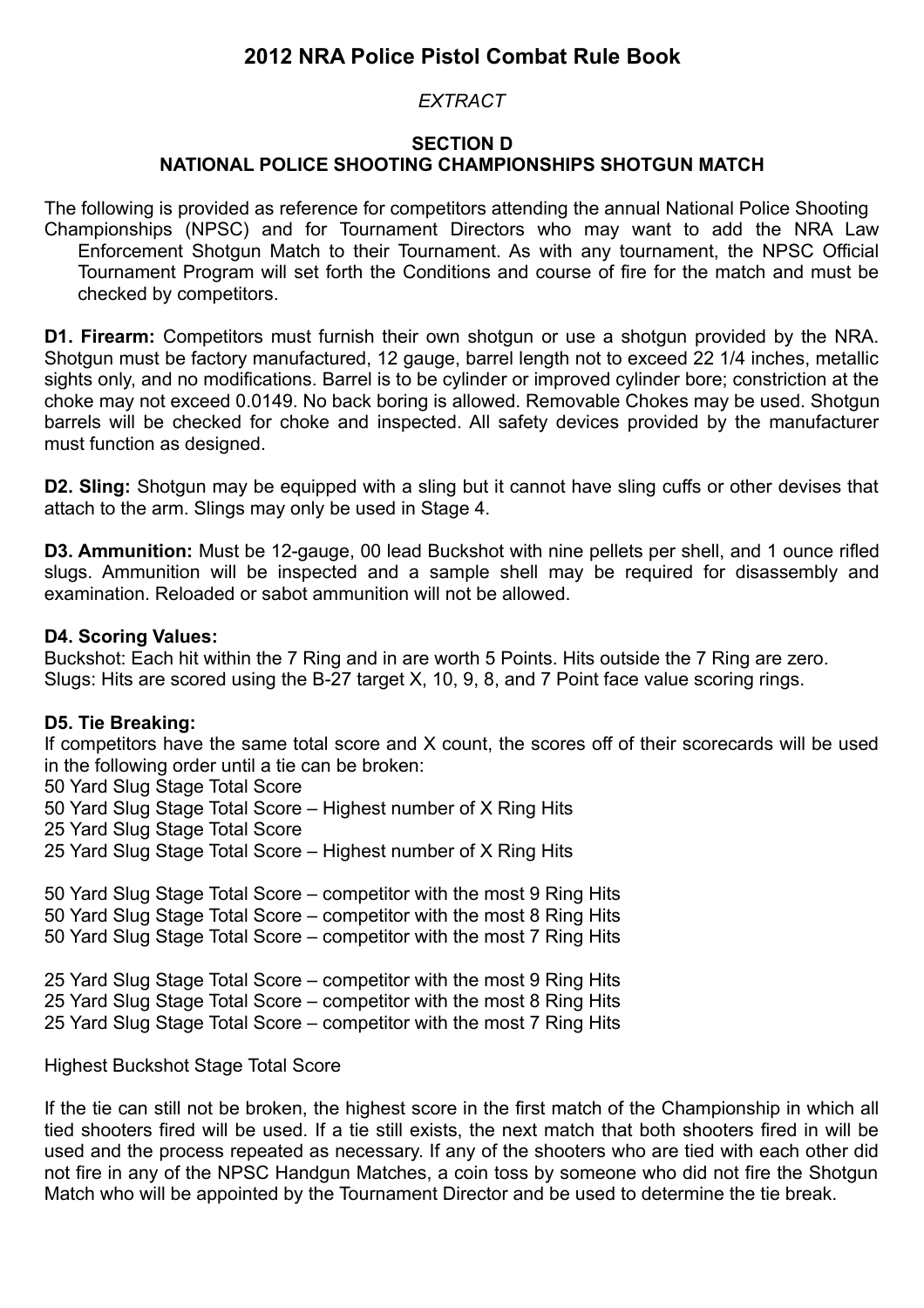# 2012 NRA Police Pistol Combat Rule Book

*EXTRACT*

## SECTION D
## NATIONAL POLICE SHOOTING CHAMPIONSHIPS SHOTGUN MATCH

The following is provided as reference for competitors attending the annual National Police Shooting Championships (NPSC) and for Tournament Directors who may want to add the NRA Law Enforcement Shotgun Match to their Tournament. As with any tournament, the NPSC Official Tournament Program will set forth the Conditions and course of fire for the match and must be checked by competitors.

**D1. Firearm:** Competitors must furnish their own shotgun or use a shotgun provided by the NRA. Shotgun must be factory manufactured, 12 gauge, barrel length not to exceed 22 1/4 inches, metallic sights only, and no modifications. Barrel is to be cylinder or improved cylinder bore; constriction at the choke may not exceed 0.0149. No back boring is allowed. Removable Chokes may be used. Shotgun barrels will be checked for choke and inspected. All safety devices provided by the manufacturer must function as designed.

**D2. Sling:** Shotgun may be equipped with a sling but it cannot have sling cuffs or other devises that attach to the arm. Slings may only be used in Stage 4.

**D3. Ammunition:** Must be 12-gauge, 00 lead Buckshot with nine pellets per shell, and 1 ounce rifled slugs. Ammunition will be inspected and a sample shell may be required for disassembly and examination. Reloaded or sabot ammunition will not be allowed.

**D4. Scoring Values:**
Buckshot: Each hit within the 7 Ring and in are worth 5 Points. Hits outside the 7 Ring are zero.
Slugs: Hits are scored using the B-27 target X, 10, 9, 8, and 7 Point face value scoring rings.

**D5. Tie Breaking:**
If competitors have the same total score and X count, the scores off of their scorecards will be used in the following order until a tie can be broken:
50 Yard Slug Stage Total Score
50 Yard Slug Stage Total Score – Highest number of X Ring Hits
25 Yard Slug Stage Total Score
25 Yard Slug Stage Total Score – Highest number of X Ring Hits

50 Yard Slug Stage Total Score – competitor with the most 9 Ring Hits
50 Yard Slug Stage Total Score – competitor with the most 8 Ring Hits
50 Yard Slug Stage Total Score – competitor with the most 7 Ring Hits

25 Yard Slug Stage Total Score – competitor with the most 9 Ring Hits
25 Yard Slug Stage Total Score – competitor with the most 8 Ring Hits
25 Yard Slug Stage Total Score – competitor with the most 7 Ring Hits

Highest Buckshot Stage Total Score

If the tie can still not be broken, the highest score in the first match of the Championship in which all tied shooters fired will be used. If a tie still exists, the next match that both shooters fired in will be used and the process repeated as necessary. If any of the shooters who are tied with each other did not fire in any of the NPSC Handgun Matches, a coin toss by someone who did not fire the Shotgun Match who will be appointed by the Tournament Director and be used to determine the tie break.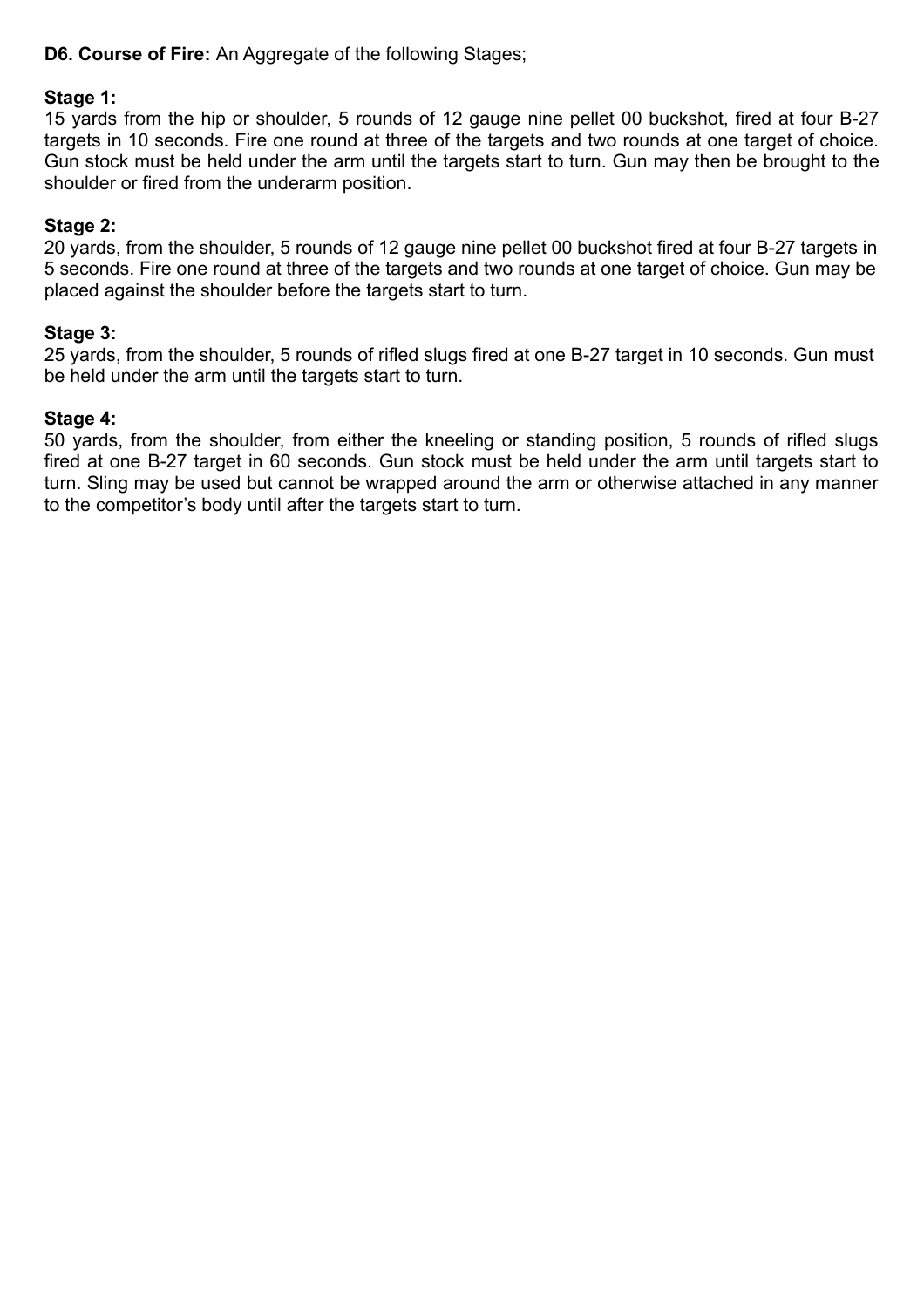**D6. Course of Fire:** An Aggregate of the following Stages;

**Stage 1:**
15 yards from the hip or shoulder, 5 rounds of 12 gauge nine pellet 00 buckshot, fired at four B-27 targets in 10 seconds. Fire one round at three of the targets and two rounds at one target of choice. Gun stock must be held under the arm until the targets start to turn. Gun may then be brought to the shoulder or fired from the underarm position.

**Stage 2:**
20 yards, from the shoulder, 5 rounds of 12 gauge nine pellet 00 buckshot fired at four B-27 targets in 5 seconds. Fire one round at three of the targets and two rounds at one target of choice. Gun may be placed against the shoulder before the targets start to turn.

**Stage 3:**
25 yards, from the shoulder, 5 rounds of rifled slugs fired at one B-27 target in 10 seconds. Gun must be held under the arm until the targets start to turn.

**Stage 4:**
50 yards, from the shoulder, from either the kneeling or standing position, 5 rounds of rifled slugs fired at one B-27 target in 60 seconds. Gun stock must be held under the arm until targets start to turn. Sling may be used but cannot be wrapped around the arm or otherwise attached in any manner to the competitor's body until after the targets start to turn.